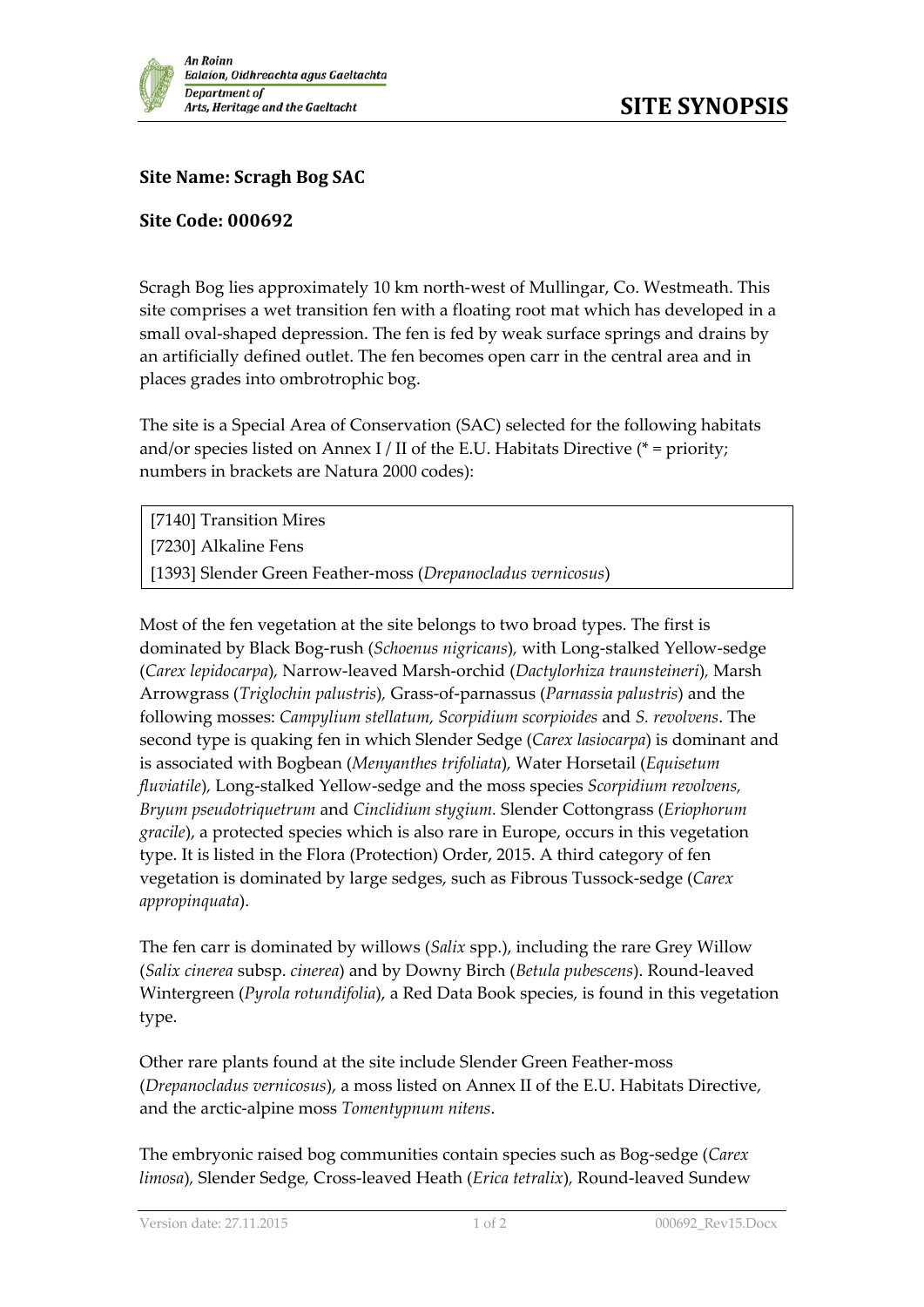**SITE SYNOPSIS**

**Site Name: Scragh Bog SAC**

**Site Code: 000692**

Scragh Bog lies approximately 10 km north-west of Mullingar, Co. Westmeath. This site comprises a wet transition fen with a floating root mat which has developed in a small oval-shaped depression. The fen is fed by weak surface springs and drains by an artificially defined outlet. The fen becomes open carr in the central area and in places grades into ombrotrophic bog.

The site is a Special Area of Conservation (SAC) selected for the following habitats and/or species listed on Annex I / II of the E.U. Habitats Directive (* = priority; numbers in brackets are Natura 2000 codes):

| |
|---|
| [7140] Transition Mires |
| [7230] Alkaline Fens |
| [1393] Slender Green Feather-moss (*Drepanocladus vernicosus*) |

Most of the fen vegetation at the site belongs to two broad types. The first is dominated by Black Bog-rush (*Schoenus nigricans*), with Long-stalked Yellow-sedge (*Carex lepidocarpa*), Narrow-leaved Marsh-orchid (*Dactylorhiza traunsteineri*), Marsh Arrowgrass (*Triglochin palustris*), Grass-of-parnassus (*Parnassia palustris*) and the following mosses: *Campylium stellatum, Scorpidium scorpioides* and *S. revolvens*. The second type is quaking fen in which Slender Sedge (*Carex lasiocarpa*) is dominant and is associated with Bogbean (*Menyanthes trifoliata*), Water Horsetail (*Equisetum fluviatile*), Long-stalked Yellow-sedge and the moss species *Scorpidium revolvens, Bryum pseudotriquetrum* and *Cinclidium stygium.* Slender Cottongrass (*Eriophorum gracile*), a protected species which is also rare in Europe, occurs in this vegetation type. It is listed in the Flora (Protection) Order, 2015. A third category of fen vegetation is dominated by large sedges, such as Fibrous Tussock-sedge (*Carex appropinquata*).

The fen carr is dominated by willows (*Salix* spp.), including the rare Grey Willow (*Salix cinerea* subsp. *cinerea*) and by Downy Birch (*Betula pubescens*). Round-leaved Wintergreen (*Pyrola rotundifolia*), a Red Data Book species, is found in this vegetation type.

Other rare plants found at the site include Slender Green Feather-moss (*Drepanocladus vernicosus*), a moss listed on Annex II of the E.U. Habitats Directive, and the arctic-alpine moss *Tomentypnum nitens*.

The embryonic raised bog communities contain species such as Bog-sedge (*Carex limosa*), Slender Sedge, Cross-leaved Heath (*Erica tetralix*), Round-leaved Sundew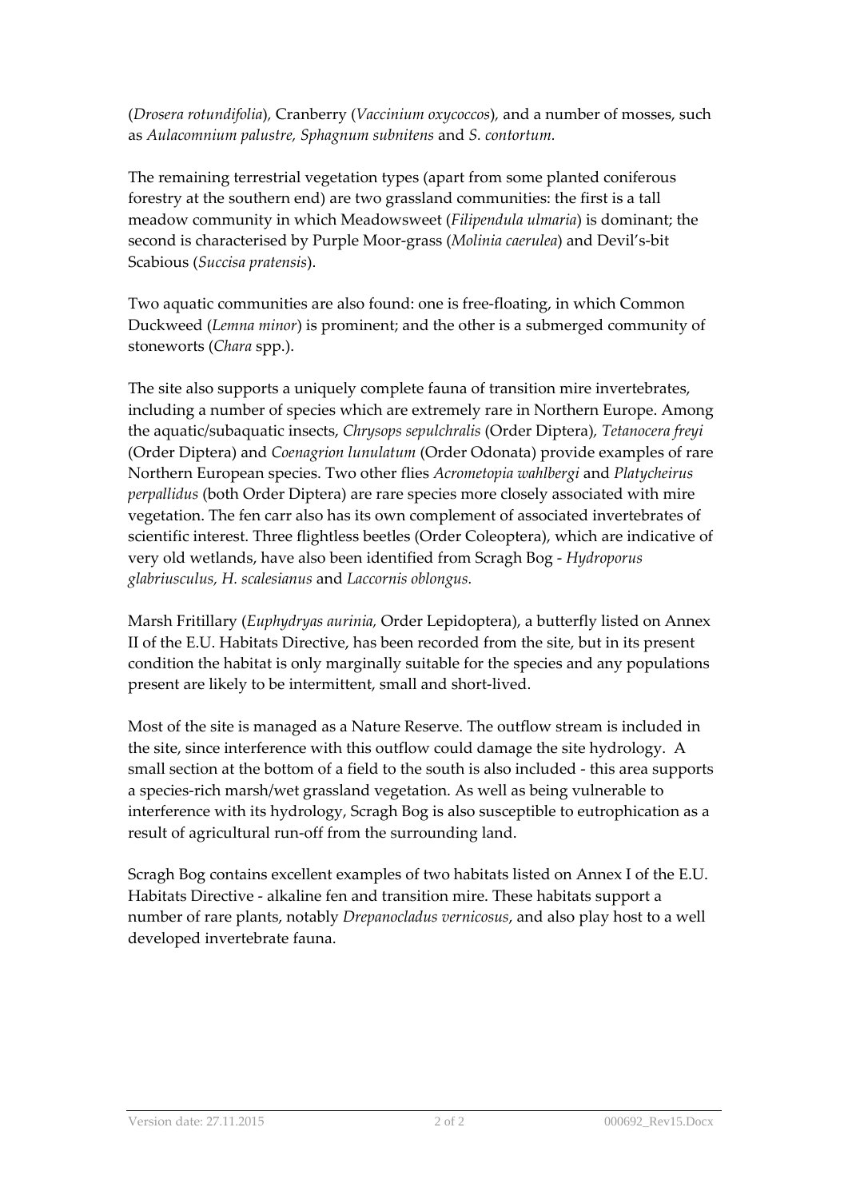(*Drosera rotundifolia*), Cranberry (*Vaccinium oxycoccos*), and a number of mosses, such as *Aulacomnium palustre, Sphagnum subnitens* and *S. contortum.*

The remaining terrestrial vegetation types (apart from some planted coniferous forestry at the southern end) are two grassland communities: the first is a tall meadow community in which Meadowsweet (*Filipendula ulmaria*) is dominant; the second is characterised by Purple Moor-grass (*Molinia caerulea*) and Devil's-bit Scabious (*Succisa pratensis*).

Two aquatic communities are also found: one is free-floating, in which Common Duckweed (*Lemna minor*) is prominent; and the other is a submerged community of stoneworts (*Chara* spp.).

The site also supports a uniquely complete fauna of transition mire invertebrates, including a number of species which are extremely rare in Northern Europe. Among the aquatic/subaquatic insects, *Chrysops sepulchralis* (Order Diptera), *Tetanocera freyi* (Order Diptera) and *Coenagrion lunulatum* (Order Odonata) provide examples of rare Northern European species. Two other flies *Acrometopia wahlbergi* and *Platycheirus perpallidus* (both Order Diptera) are rare species more closely associated with mire vegetation. The fen carr also has its own complement of associated invertebrates of scientific interest. Three flightless beetles (Order Coleoptera), which are indicative of very old wetlands, have also been identified from Scragh Bog - *Hydroporus glabriusculus, H. scalesianus* and *Laccornis oblongus.*

Marsh Fritillary (*Euphydryas aurinia,* Order Lepidoptera), a butterfly listed on Annex II of the E.U. Habitats Directive, has been recorded from the site, but in its present condition the habitat is only marginally suitable for the species and any populations present are likely to be intermittent, small and short-lived.

Most of the site is managed as a Nature Reserve. The outflow stream is included in the site, since interference with this outflow could damage the site hydrology. A small section at the bottom of a field to the south is also included - this area supports a species-rich marsh/wet grassland vegetation. As well as being vulnerable to interference with its hydrology, Scragh Bog is also susceptible to eutrophication as a result of agricultural run-off from the surrounding land.

Scragh Bog contains excellent examples of two habitats listed on Annex I of the E.U. Habitats Directive - alkaline fen and transition mire. These habitats support a number of rare plants, notably *Drepanocladus vernicosus*, and also play host to a well developed invertebrate fauna.